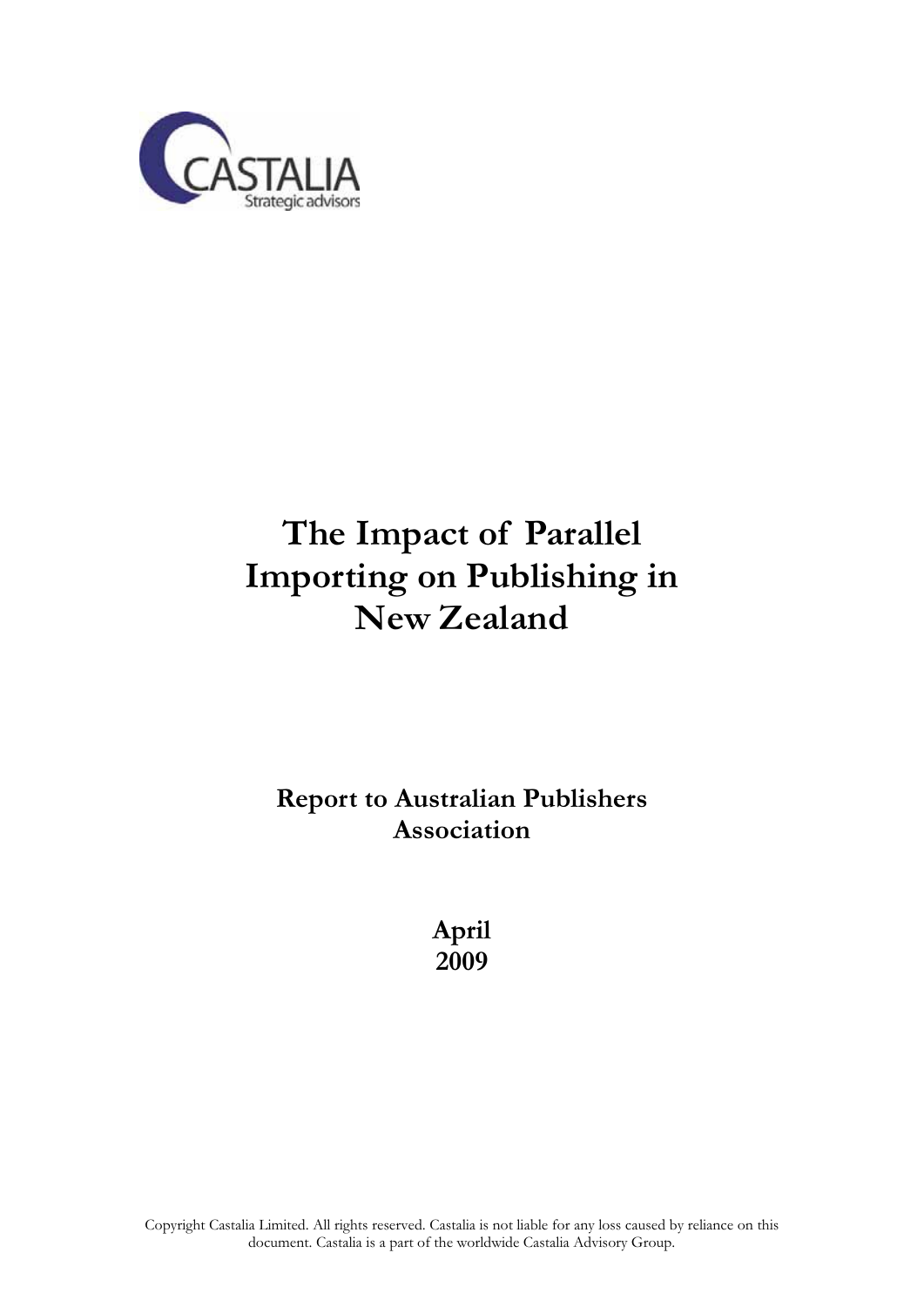CASTALIA
Strategic advisors

# The Impact of Parallel Importing on Publishing in New Zealand

**Report to Australian Publishers Association**

**April 2009**

Copyright Castalia Limited. All rights reserved. Castalia is not liable for any loss caused by reliance on this document. Castalia is a part of the worldwide Castalia Advisory Group.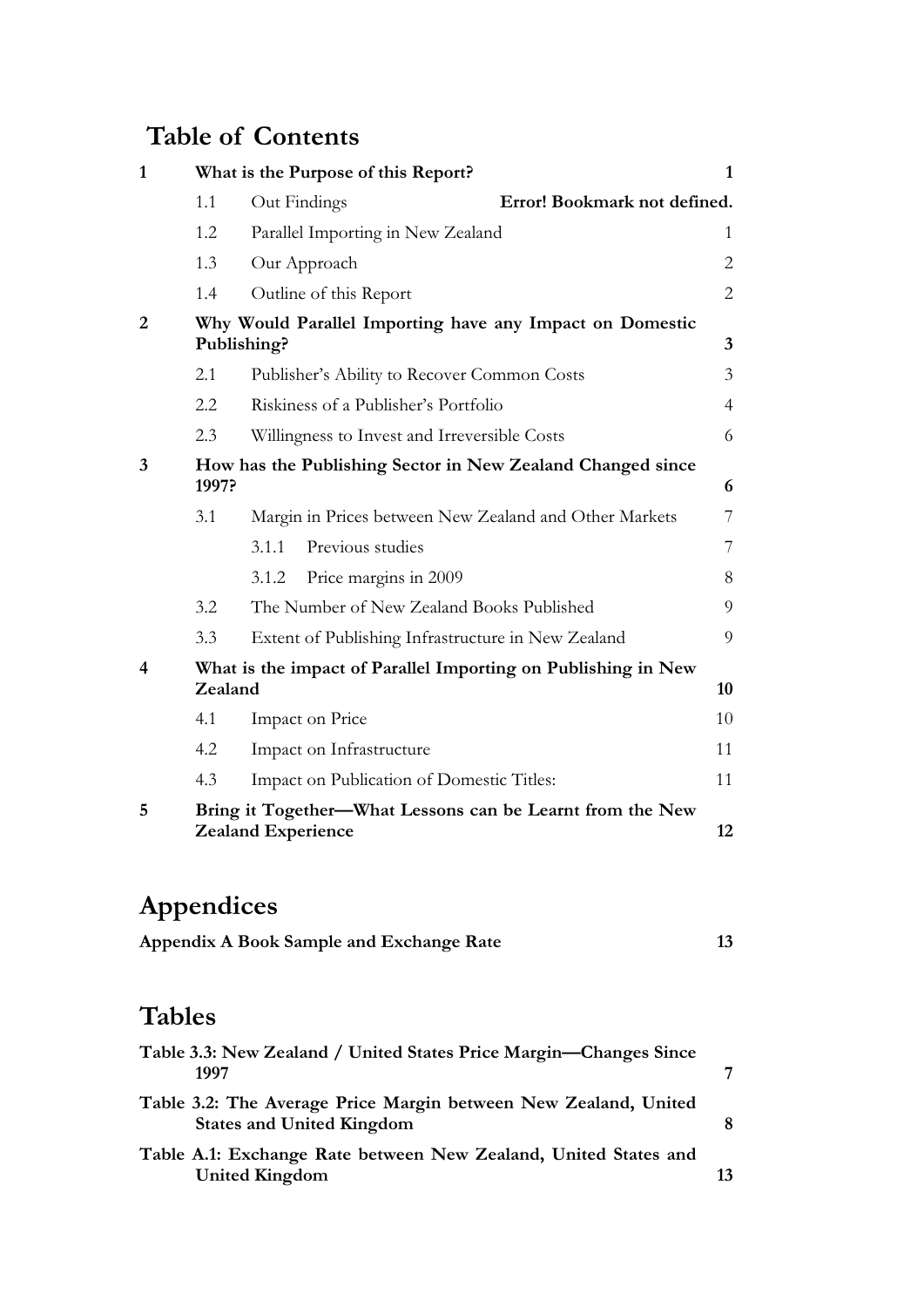# Table of Contents

| | | | |
|---|---|---|---|
| **1** | **What is the Purpose of this Report?** | | **1** |
| | 1.1 | Out Findings | **Error! Bookmark not defined.** |
| | 1.2 | Parallel Importing in New Zealand | 1 |
| | 1.3 | Our Approach | 2 |
| | 1.4 | Outline of this Report | 2 |
| **2** | **Why Would Parallel Importing have any Impact on Domestic Publishing?** | | **3** |
| | 2.1 | Publisher's Ability to Recover Common Costs | 3 |
| | 2.2 | Riskiness of a Publisher's Portfolio | 4 |
| | 2.3 | Willingness to Invest and Irreversible Costs | 6 |
| **3** | **How has the Publishing Sector in New Zealand Changed since 1997?** | | **6** |
| | 3.1 | Margin in Prices between New Zealand and Other Markets | 7 |
| | | 3.1.1 Previous studies | 7 |
| | | 3.1.2 Price margins in 2009 | 8 |
| | 3.2 | The Number of New Zealand Books Published | 9 |
| | 3.3 | Extent of Publishing Infrastructure in New Zealand | 9 |
| **4** | **What is the impact of Parallel Importing on Publishing in New Zealand** | | **10** |
| | 4.1 | Impact on Price | 10 |
| | 4.2 | Impact on Infrastructure | 11 |
| | 4.3 | Impact on Publication of Domestic Titles: | 11 |
| **5** | **Bring it Together—What Lessons can be Learnt from the New Zealand Experience** | | **12** |

# Appendices

**Appendix A Book Sample and Exchange Rate** **13**

# Tables

**Table 3.3: New Zealand / United States Price Margin—Changes Since 1997** **7**

**Table 3.2: The Average Price Margin between New Zealand, United States and United Kingdom** **8**

**Table A.1: Exchange Rate between New Zealand, United States and United Kingdom** **13**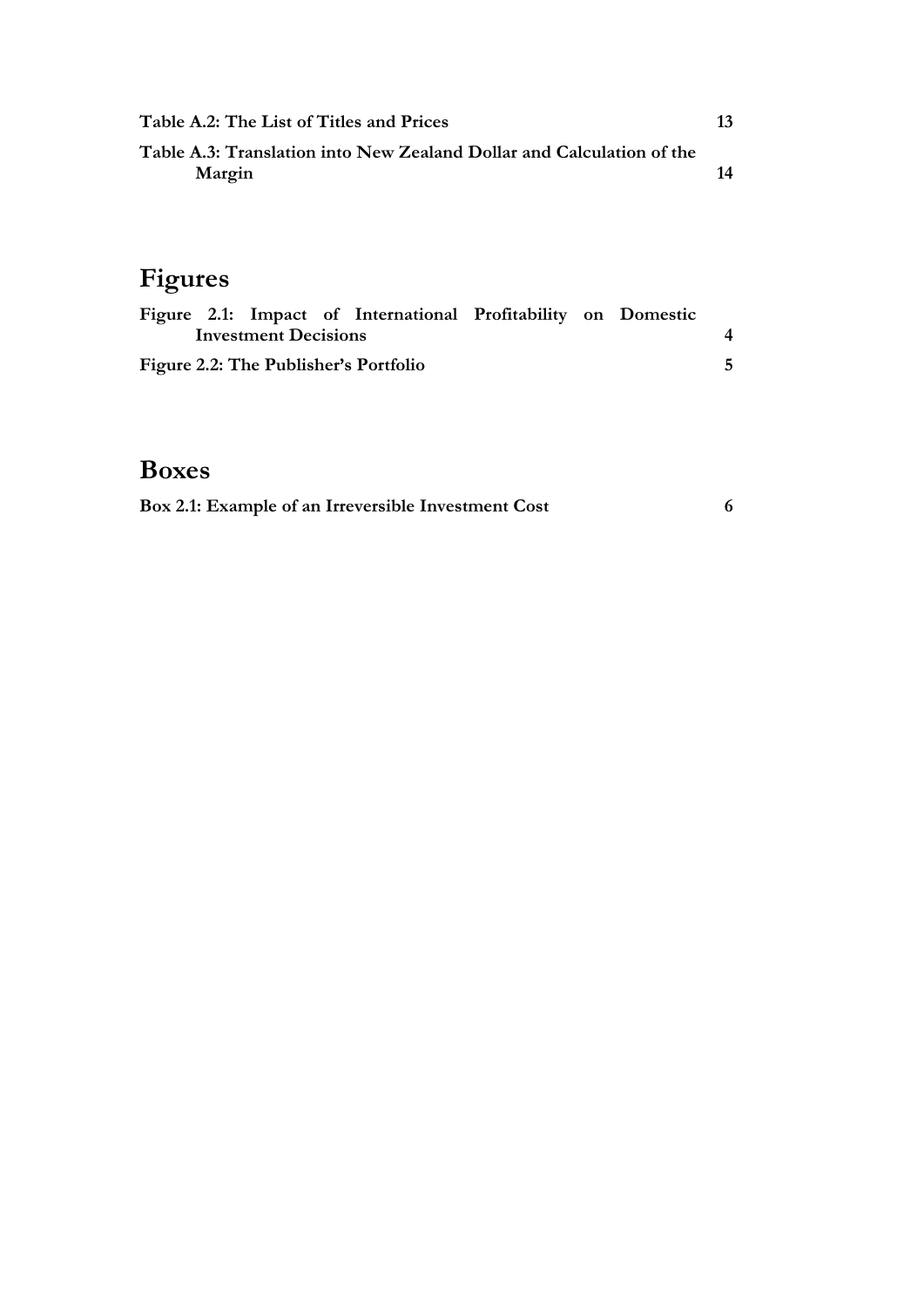**Table A.2: The List of Titles and Prices** **13**

**Table A.3: Translation into New Zealand Dollar and Calculation of the Margin** **14**

# Figures

**Figure 2.1: Impact of International Profitability on Domestic Investment Decisions** **4**

**Figure 2.2: The Publisher's Portfolio** **5**

# Boxes

**Box 2.1: Example of an Irreversible Investment Cost** **6**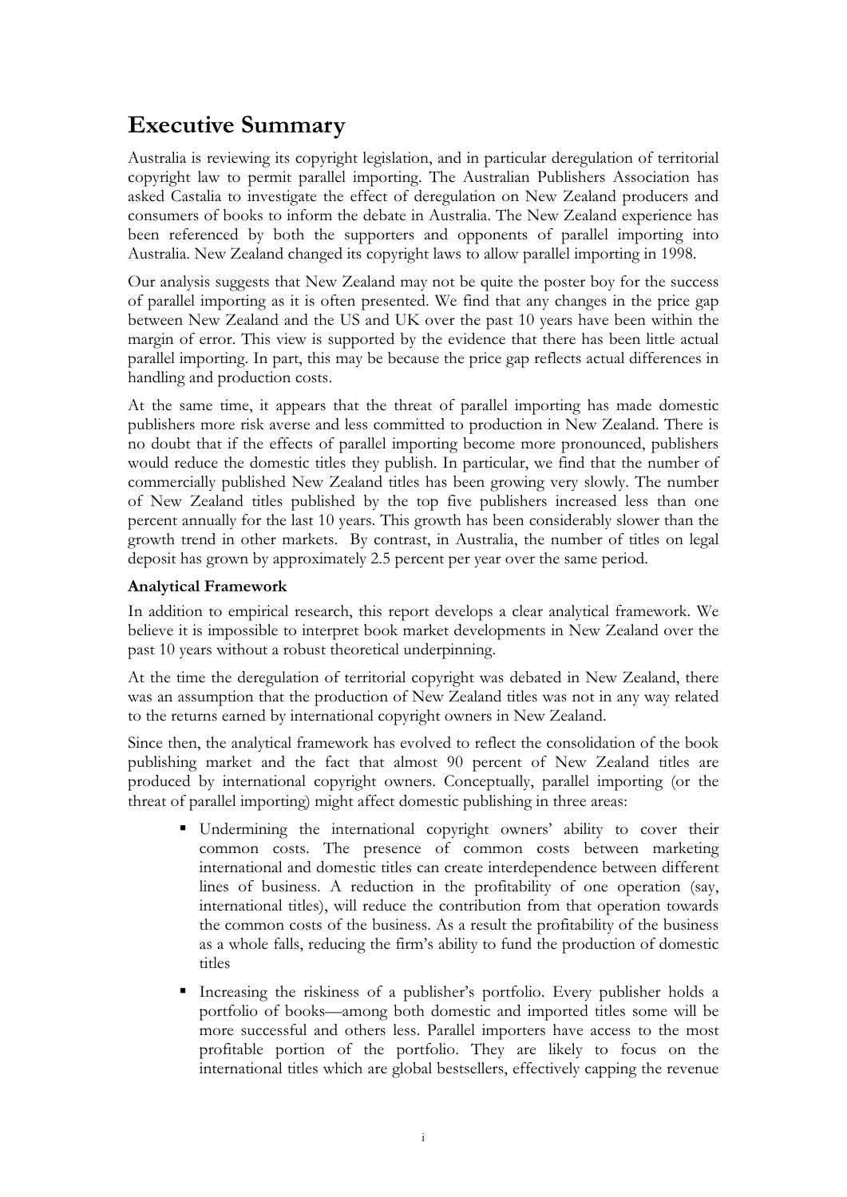# Executive Summary

Australia is reviewing its copyright legislation, and in particular deregulation of territorial copyright law to permit parallel importing. The Australian Publishers Association has asked Castalia to investigate the effect of deregulation on New Zealand producers and consumers of books to inform the debate in Australia. The New Zealand experience has been referenced by both the supporters and opponents of parallel importing into Australia. New Zealand changed its copyright laws to allow parallel importing in 1998.

Our analysis suggests that New Zealand may not be quite the poster boy for the success of parallel importing as it is often presented. We find that any changes in the price gap between New Zealand and the US and UK over the past 10 years have been within the margin of error. This view is supported by the evidence that there has been little actual parallel importing. In part, this may be because the price gap reflects actual differences in handling and production costs.

At the same time, it appears that the threat of parallel importing has made domestic publishers more risk averse and less committed to production in New Zealand. There is no doubt that if the effects of parallel importing become more pronounced, publishers would reduce the domestic titles they publish. In particular, we find that the number of commercially published New Zealand titles has been growing very slowly. The number of New Zealand titles published by the top five publishers increased less than one percent annually for the last 10 years. This growth has been considerably slower than the growth trend in other markets. By contrast, in Australia, the number of titles on legal deposit has grown by approximately 2.5 percent per year over the same period.

**Analytical Framework**

In addition to empirical research, this report develops a clear analytical framework. We believe it is impossible to interpret book market developments in New Zealand over the past 10 years without a robust theoretical underpinning.

At the time the deregulation of territorial copyright was debated in New Zealand, there was an assumption that the production of New Zealand titles was not in any way related to the returns earned by international copyright owners in New Zealand.

Since then, the analytical framework has evolved to reflect the consolidation of the book publishing market and the fact that almost 90 percent of New Zealand titles are produced by international copyright owners. Conceptually, parallel importing (or the threat of parallel importing) might affect domestic publishing in three areas:

- Undermining the international copyright owners' ability to cover their common costs. The presence of common costs between marketing international and domestic titles can create interdependence between different lines of business. A reduction in the profitability of one operation (say, international titles), will reduce the contribution from that operation towards the common costs of the business. As a result the profitability of the business as a whole falls, reducing the firm's ability to fund the production of domestic titles
- Increasing the riskiness of a publisher's portfolio. Every publisher holds a portfolio of books—among both domestic and imported titles some will be more successful and others less. Parallel importers have access to the most profitable portion of the portfolio. They are likely to focus on the international titles which are global bestsellers, effectively capping the revenue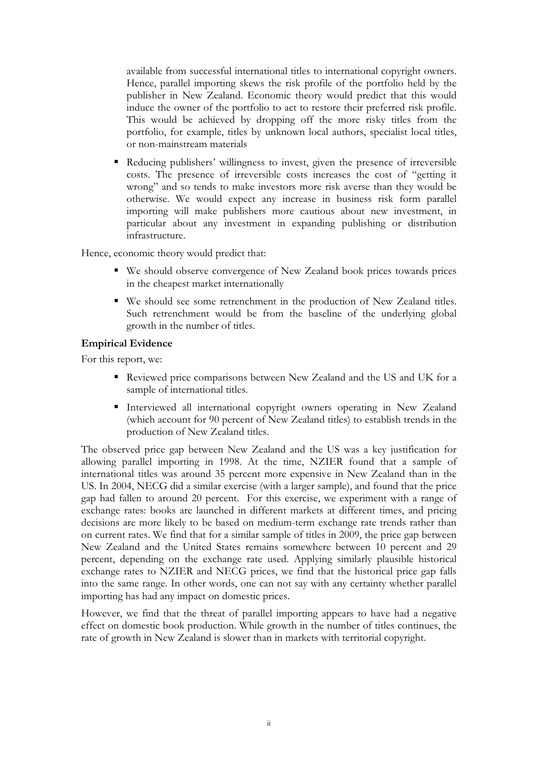available from successful international titles to international copyright owners. Hence, parallel importing skews the risk profile of the portfolio held by the publisher in New Zealand. Economic theory would predict that this would induce the owner of the portfolio to act to restore their preferred risk profile. This would be achieved by dropping off the more risky titles from the portfolio, for example, titles by unknown local authors, specialist local titles, or non-mainstream materials

- Reducing publishers' willingness to invest, given the presence of irreversible costs. The presence of irreversible costs increases the cost of "getting it wrong" and so tends to make investors more risk averse than they would be otherwise. We would expect any increase in business risk form parallel importing will make publishers more cautious about new investment, in particular about any investment in expanding publishing or distribution infrastructure.

Hence, economic theory would predict that:

- We should observe convergence of New Zealand book prices towards prices in the cheapest market internationally
- We should see some retrenchment in the production of New Zealand titles. Such retrenchment would be from the baseline of the underlying global growth in the number of titles.

**Empirical Evidence**

For this report, we:

- Reviewed price comparisons between New Zealand and the US and UK for a sample of international titles.
- Interviewed all international copyright owners operating in New Zealand (which account for 90 percent of New Zealand titles) to establish trends in the production of New Zealand titles.

The observed price gap between New Zealand and the US was a key justification for allowing parallel importing in 1998. At the time, NZIER found that a sample of international titles was around 35 percent more expensive in New Zealand than in the US. In 2004, NECG did a similar exercise (with a larger sample), and found that the price gap had fallen to around 20 percent. For this exercise, we experiment with a range of exchange rates: books are launched in different markets at different times, and pricing decisions are more likely to be based on medium-term exchange rate trends rather than on current rates. We find that for a similar sample of titles in 2009, the price gap between New Zealand and the United States remains somewhere between 10 percent and 29 percent, depending on the exchange rate used. Applying similarly plausible historical exchange rates to NZIER and NECG prices, we find that the historical price gap falls into the same range. In other words, one can not say with any certainty whether parallel importing has had any impact on domestic prices.

However, we find that the threat of parallel importing appears to have had a negative effect on domestic book production. While growth in the number of titles continues, the rate of growth in New Zealand is slower than in markets with territorial copyright.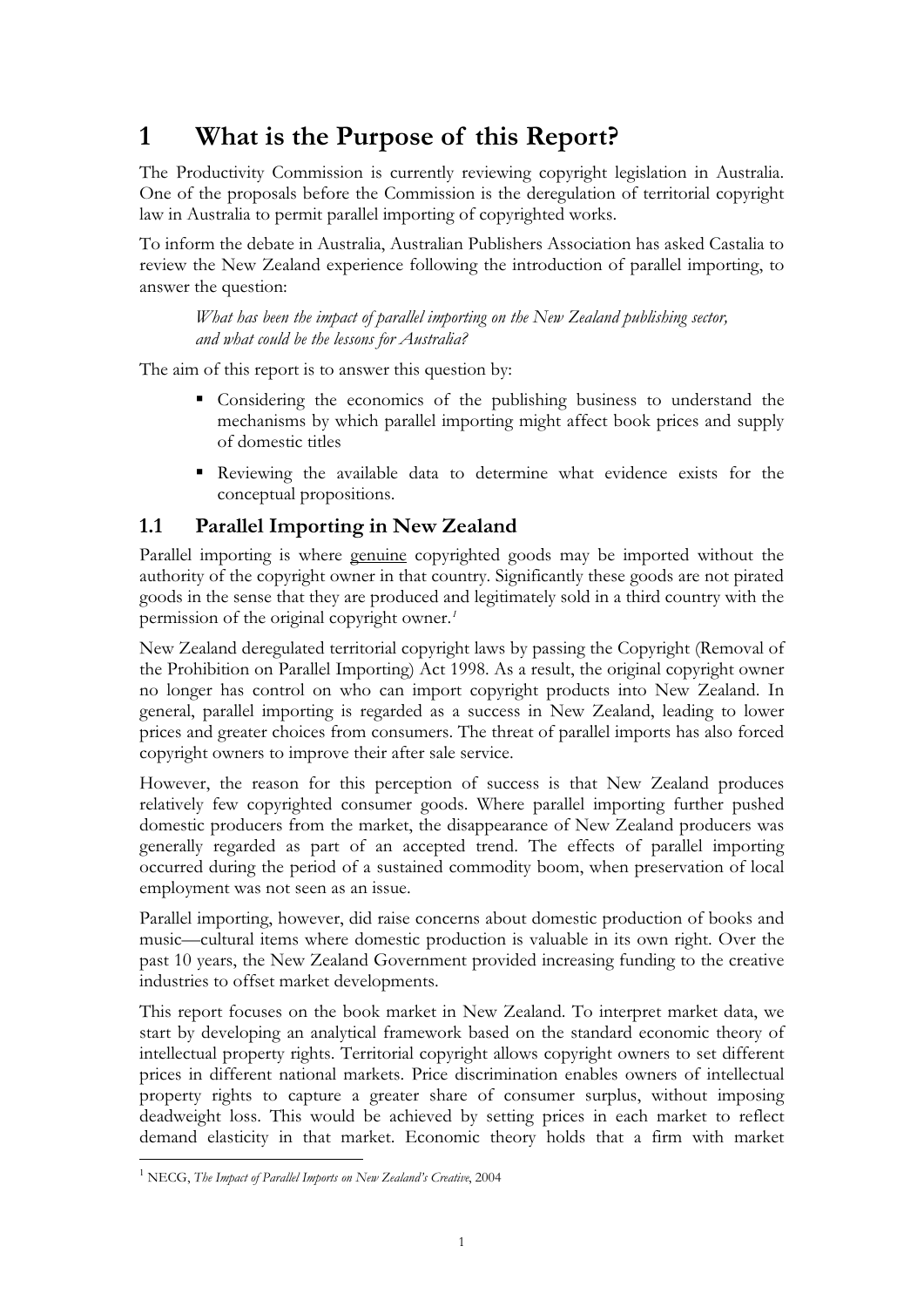# 1 What is the Purpose of this Report?

The Productivity Commission is currently reviewing copyright legislation in Australia. One of the proposals before the Commission is the deregulation of territorial copyright law in Australia to permit parallel importing of copyrighted works.

To inform the debate in Australia, Australian Publishers Association has asked Castalia to review the New Zealand experience following the introduction of parallel importing, to answer the question:

> *What has been the impact of parallel importing on the New Zealand publishing sector, and what could be the lessons for Australia?*

The aim of this report is to answer this question by:

- Considering the economics of the publishing business to understand the mechanisms by which parallel importing might affect book prices and supply of domestic titles
- Reviewing the available data to determine what evidence exists for the conceptual propositions.

## 1.1 Parallel Importing in New Zealand

Parallel importing is where genuine copyrighted goods may be imported without the authority of the copyright owner in that country. Significantly these goods are not pirated goods in the sense that they are produced and legitimately sold in a third country with the permission of the original copyright owner.[1]

New Zealand deregulated territorial copyright laws by passing the Copyright (Removal of the Prohibition on Parallel Importing) Act 1998. As a result, the original copyright owner no longer has control on who can import copyright products into New Zealand. In general, parallel importing is regarded as a success in New Zealand, leading to lower prices and greater choices from consumers. The threat of parallel imports has also forced copyright owners to improve their after sale service.

However, the reason for this perception of success is that New Zealand produces relatively few copyrighted consumer goods. Where parallel importing further pushed domestic producers from the market, the disappearance of New Zealand producers was generally regarded as part of an accepted trend. The effects of parallel importing occurred during the period of a sustained commodity boom, when preservation of local employment was not seen as an issue.

Parallel importing, however, did raise concerns about domestic production of books and music—cultural items where domestic production is valuable in its own right. Over the past 10 years, the New Zealand Government provided increasing funding to the creative industries to offset market developments.

This report focuses on the book market in New Zealand. To interpret market data, we start by developing an analytical framework based on the standard economic theory of intellectual property rights. Territorial copyright allows copyright owners to set different prices in different national markets. Price discrimination enables owners of intellectual property rights to capture a greater share of consumer surplus, without imposing deadweight loss. This would be achieved by setting prices in each market to reflect demand elasticity in that market. Economic theory holds that a firm with market

---

[1] NECG, *The Impact of Parallel Imports on New Zealand's Creative*, 2004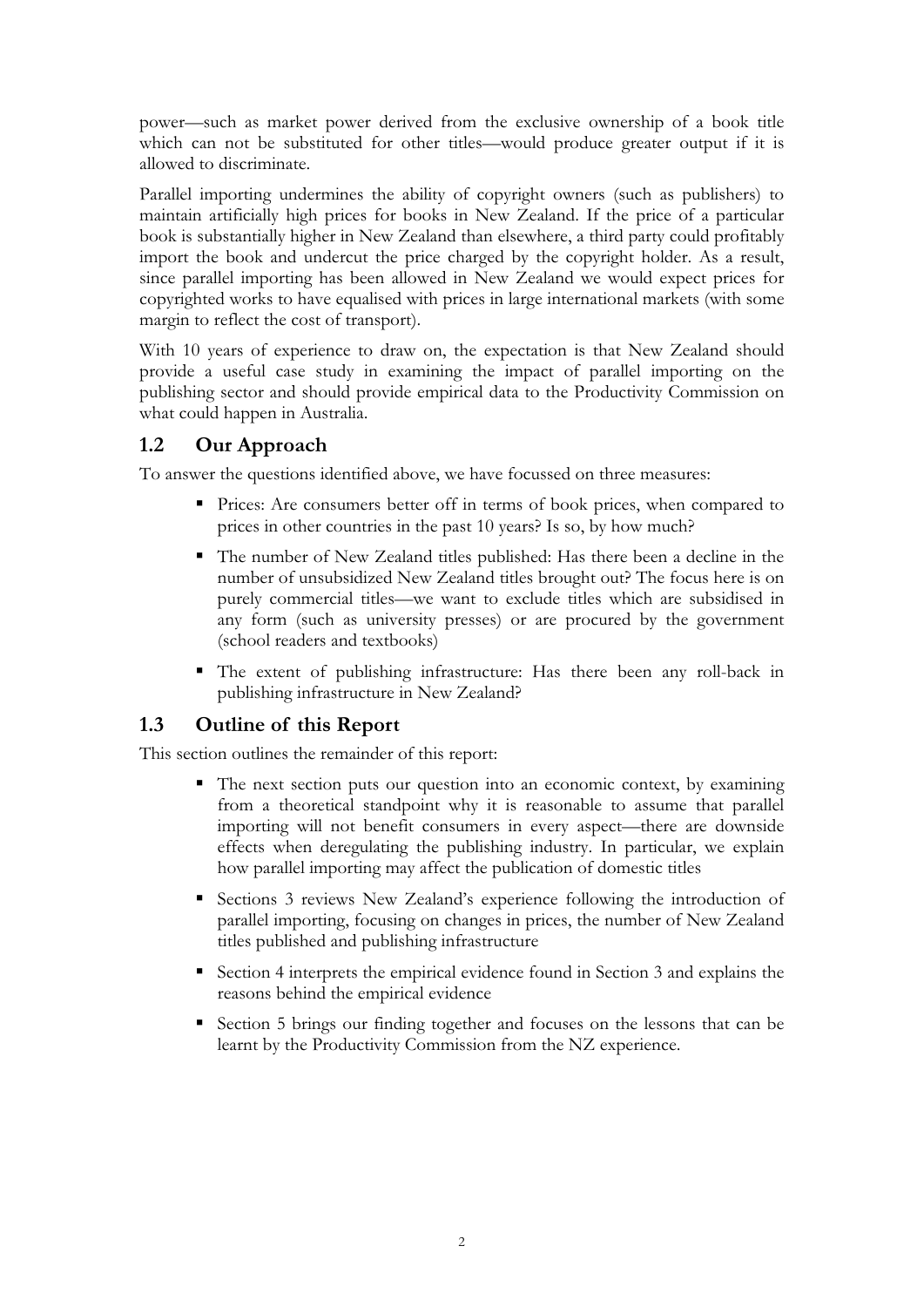power—such as market power derived from the exclusive ownership of a book title which can not be substituted for other titles—would produce greater output if it is allowed to discriminate.

Parallel importing undermines the ability of copyright owners (such as publishers) to maintain artificially high prices for books in New Zealand. If the price of a particular book is substantially higher in New Zealand than elsewhere, a third party could profitably import the book and undercut the price charged by the copyright holder. As a result, since parallel importing has been allowed in New Zealand we would expect prices for copyrighted works to have equalised with prices in large international markets (with some margin to reflect the cost of transport).

With 10 years of experience to draw on, the expectation is that New Zealand should provide a useful case study in examining the impact of parallel importing on the publishing sector and should provide empirical data to the Productivity Commission on what could happen in Australia.

## 1.2 Our Approach

To answer the questions identified above, we have focussed on three measures:

- Prices: Are consumers better off in terms of book prices, when compared to prices in other countries in the past 10 years? Is so, by how much?
- The number of New Zealand titles published: Has there been a decline in the number of unsubsidized New Zealand titles brought out? The focus here is on purely commercial titles—we want to exclude titles which are subsidised in any form (such as university presses) or are procured by the government (school readers and textbooks)
- The extent of publishing infrastructure: Has there been any roll-back in publishing infrastructure in New Zealand?

## 1.3 Outline of this Report

This section outlines the remainder of this report:

- The next section puts our question into an economic context, by examining from a theoretical standpoint why it is reasonable to assume that parallel importing will not benefit consumers in every aspect—there are downside effects when deregulating the publishing industry. In particular, we explain how parallel importing may affect the publication of domestic titles
- Sections 3 reviews New Zealand's experience following the introduction of parallel importing, focusing on changes in prices, the number of New Zealand titles published and publishing infrastructure
- Section 4 interprets the empirical evidence found in Section 3 and explains the reasons behind the empirical evidence
- Section 5 brings our finding together and focuses on the lessons that can be learnt by the Productivity Commission from the NZ experience.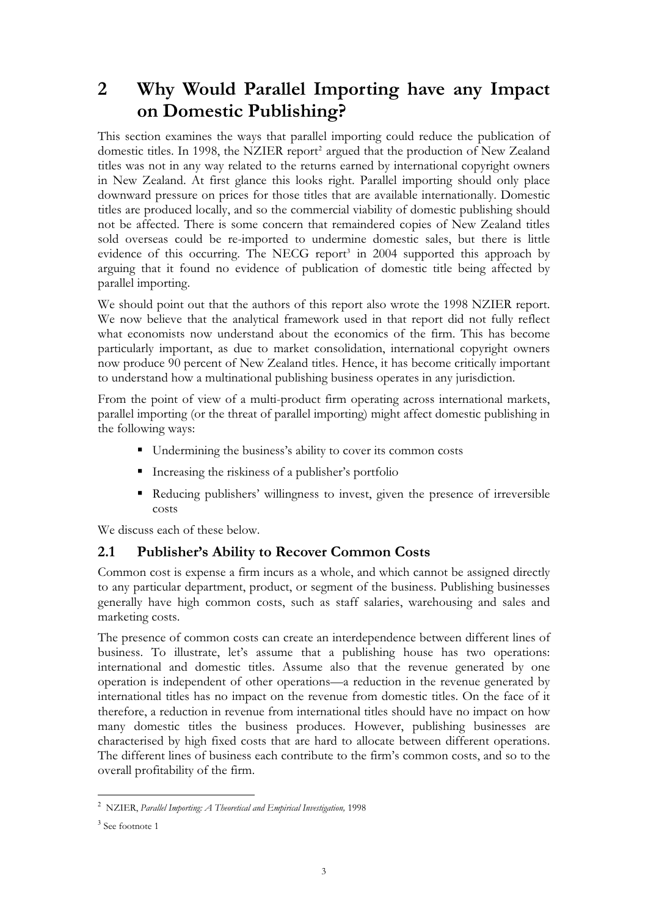# 2 Why Would Parallel Importing have any Impact on Domestic Publishing?

This section examines the ways that parallel importing could reduce the publication of domestic titles. In 1998, the NZIER report[2] argued that the production of New Zealand titles was not in any way related to the returns earned by international copyright owners in New Zealand. At first glance this looks right. Parallel importing should only place downward pressure on prices for those titles that are available internationally. Domestic titles are produced locally, and so the commercial viability of domestic publishing should not be affected. There is some concern that remaindered copies of New Zealand titles sold overseas could be re-imported to undermine domestic sales, but there is little evidence of this occurring. The NECG report[3] in 2004 supported this approach by arguing that it found no evidence of publication of domestic title being affected by parallel importing.

We should point out that the authors of this report also wrote the 1998 NZIER report. We now believe that the analytical framework used in that report did not fully reflect what economists now understand about the economics of the firm. This has become particularly important, as due to market consolidation, international copyright owners now produce 90 percent of New Zealand titles. Hence, it has become critically important to understand how a multinational publishing business operates in any jurisdiction.

From the point of view of a multi-product firm operating across international markets, parallel importing (or the threat of parallel importing) might affect domestic publishing in the following ways:

- Undermining the business's ability to cover its common costs
- Increasing the riskiness of a publisher's portfolio
- Reducing publishers' willingness to invest, given the presence of irreversible costs

We discuss each of these below.

## 2.1 Publisher's Ability to Recover Common Costs

Common cost is expense a firm incurs as a whole, and which cannot be assigned directly to any particular department, product, or segment of the business. Publishing businesses generally have high common costs, such as staff salaries, warehousing and sales and marketing costs.

The presence of common costs can create an interdependence between different lines of business. To illustrate, let's assume that a publishing house has two operations: international and domestic titles. Assume also that the revenue generated by one operation is independent of other operations—a reduction in the revenue generated by international titles has no impact on the revenue from domestic titles. On the face of it therefore, a reduction in revenue from international titles should have no impact on how many domestic titles the business produces. However, publishing businesses are characterised by high fixed costs that are hard to allocate between different operations. The different lines of business each contribute to the firm's common costs, and so to the overall profitability of the firm.

---

[2] NZIER, *Parallel Importing: A Theoretical and Empirical Investigation,* 1998

[3] See footnote 1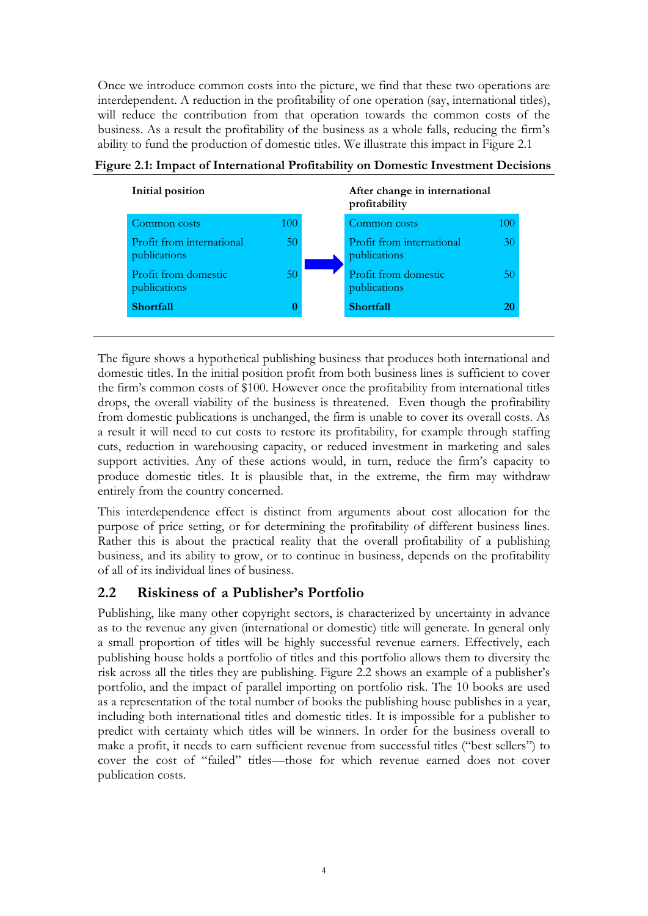Once we introduce common costs into the picture, we find that these two operations are interdependent. A reduction in the profitability of one operation (say, international titles), will reduce the contribution from that operation towards the common costs of the business. As a result the profitability of the business as a whole falls, reducing the firm's ability to fund the production of domestic titles. We illustrate this impact in Figure 2.1

**Figure 2.1: Impact of International Profitability on Domestic Investment Decisions**

| Initial position | | After change in international profitability | |
|---|---|---|---|
| Common costs | 100 | Common costs | 100 |
| Profit from international publications | 50 | Profit from international publications | 30 |
| Profit from domestic publications | 50 | Profit from domestic publications | 50 |
| **Shortfall** | **0** | **Shortfall** | **20** |

The figure shows a hypothetical publishing business that produces both international and domestic titles. In the initial position profit from both business lines is sufficient to cover the firm's common costs of $100. However once the profitability from international titles drops, the overall viability of the business is threatened. Even though the profitability from domestic publications is unchanged, the firm is unable to cover its overall costs. As a result it will need to cut costs to restore its profitability, for example through staffing cuts, reduction in warehousing capacity, or reduced investment in marketing and sales support activities. Any of these actions would, in turn, reduce the firm's capacity to produce domestic titles. It is plausible that, in the extreme, the firm may withdraw entirely from the country concerned.

This interdependence effect is distinct from arguments about cost allocation for the purpose of price setting, or for determining the profitability of different business lines. Rather this is about the practical reality that the overall profitability of a publishing business, and its ability to grow, or to continue in business, depends on the profitability of all of its individual lines of business.

## 2.2 Riskiness of a Publisher's Portfolio

Publishing, like many other copyright sectors, is characterized by uncertainty in advance as to the revenue any given (international or domestic) title will generate. In general only a small proportion of titles will be highly successful revenue earners. Effectively, each publishing house holds a portfolio of titles and this portfolio allows them to diversity the risk across all the titles they are publishing. Figure 2.2 shows an example of a publisher's portfolio, and the impact of parallel importing on portfolio risk. The 10 books are used as a representation of the total number of books the publishing house publishes in a year, including both international titles and domestic titles. It is impossible for a publisher to predict with certainty which titles will be winners. In order for the business overall to make a profit, it needs to earn sufficient revenue from successful titles ("best sellers") to cover the cost of "failed" titles—those for which revenue earned does not cover publication costs.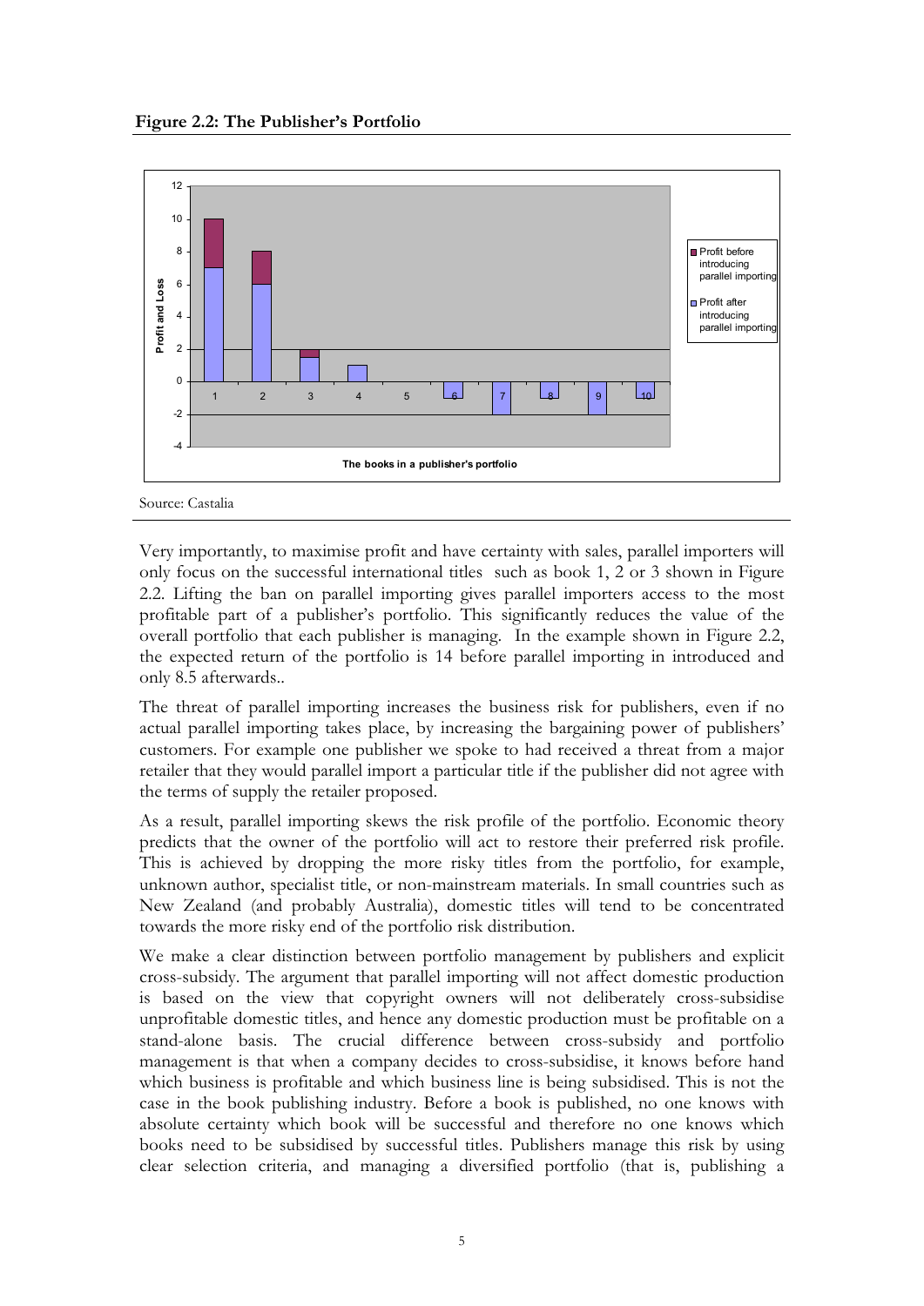**Figure 2.2: The Publisher's Portfolio**

Source: Castalia

Very importantly, to maximise profit and have certainty with sales, parallel importers will only focus on the successful international titles such as book 1, 2 or 3 shown in Figure 2.2. Lifting the ban on parallel importing gives parallel importers access to the most profitable part of a publisher's portfolio. This significantly reduces the value of the overall portfolio that each publisher is managing. In the example shown in Figure 2.2, the expected return of the portfolio is 14 before parallel importing in introduced and only 8.5 afterwards..

The threat of parallel importing increases the business risk for publishers, even if no actual parallel importing takes place, by increasing the bargaining power of publishers' customers. For example one publisher we spoke to had received a threat from a major retailer that they would parallel import a particular title if the publisher did not agree with the terms of supply the retailer proposed.

As a result, parallel importing skews the risk profile of the portfolio. Economic theory predicts that the owner of the portfolio will act to restore their preferred risk profile. This is achieved by dropping the more risky titles from the portfolio, for example, unknown author, specialist title, or non-mainstream materials. In small countries such as New Zealand (and probably Australia), domestic titles will tend to be concentrated towards the more risky end of the portfolio risk distribution.

We make a clear distinction between portfolio management by publishers and explicit cross-subsidy. The argument that parallel importing will not affect domestic production is based on the view that copyright owners will not deliberately cross-subsidise unprofitable domestic titles, and hence any domestic production must be profitable on a stand-alone basis. The crucial difference between cross-subsidy and portfolio management is that when a company decides to cross-subsidise, it knows before hand which business is profitable and which business line is being subsidised. This is not the case in the book publishing industry. Before a book is published, no one knows with absolute certainty which book will be successful and therefore no one knows which books need to be subsidised by successful titles. Publishers manage this risk by using clear selection criteria, and managing a diversified portfolio (that is, publishing a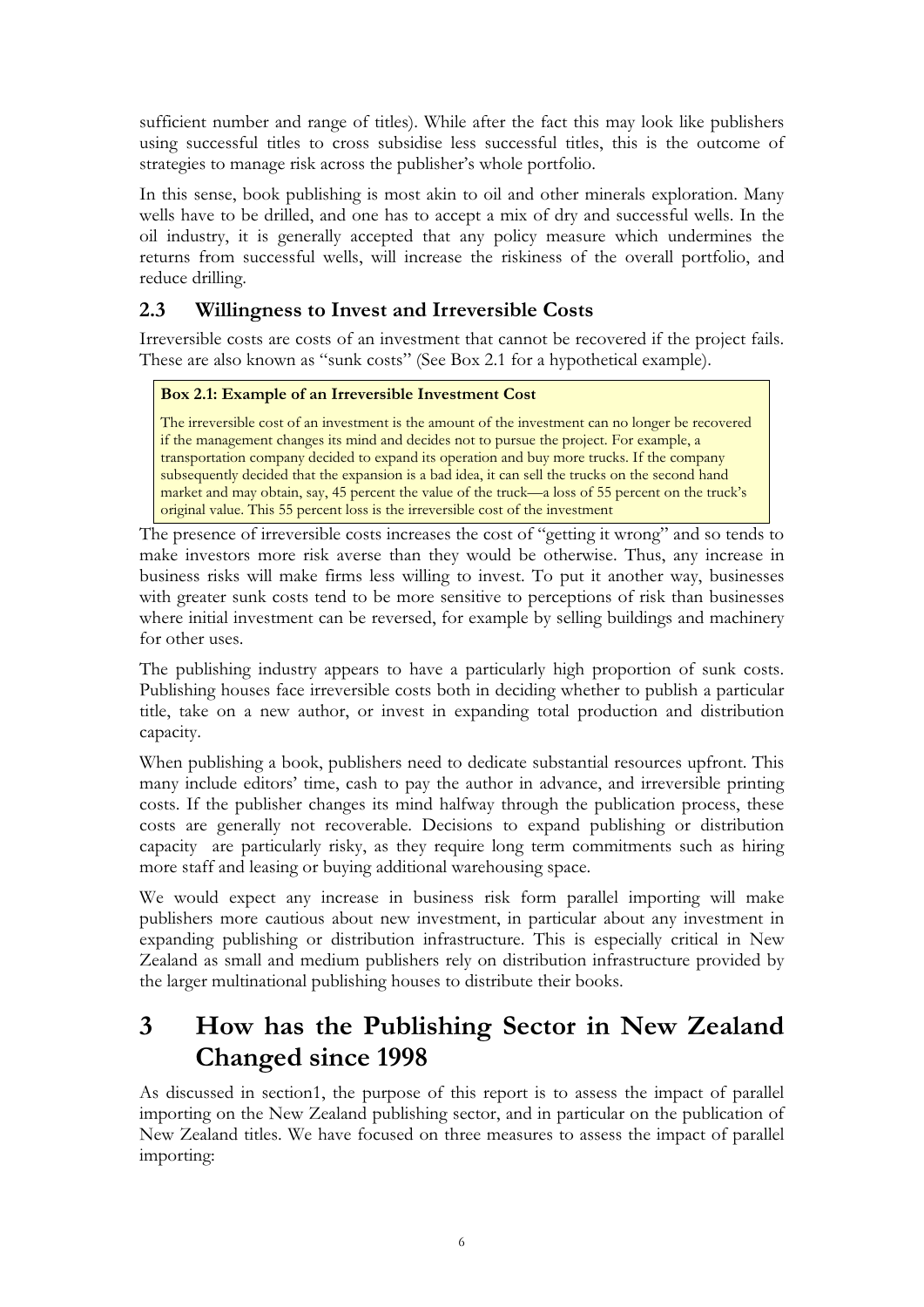sufficient number and range of titles). While after the fact this may look like publishers using successful titles to cross subsidise less successful titles, this is the outcome of strategies to manage risk across the publisher's whole portfolio.

In this sense, book publishing is most akin to oil and other minerals exploration. Many wells have to be drilled, and one has to accept a mix of dry and successful wells. In the oil industry, it is generally accepted that any policy measure which undermines the returns from successful wells, will increase the riskiness of the overall portfolio, and reduce drilling.

## 2.3 Willingness to Invest and Irreversible Costs

Irreversible costs are costs of an investment that cannot be recovered if the project fails. These are also known as "sunk costs" (See Box 2.1 for a hypothetical example).

> **Box 2.1: Example of an Irreversible Investment Cost**
>
> The irreversible cost of an investment is the amount of the investment can no longer be recovered if the management changes its mind and decides not to pursue the project. For example, a transportation company decided to expand its operation and buy more trucks. If the company subsequently decided that the expansion is a bad idea, it can sell the trucks on the second hand market and may obtain, say, 45 percent the value of the truck—a loss of 55 percent on the truck's original value. This 55 percent loss is the irreversible cost of the investment

The presence of irreversible costs increases the cost of "getting it wrong" and so tends to make investors more risk averse than they would be otherwise. Thus, any increase in business risks will make firms less willing to invest. To put it another way, businesses with greater sunk costs tend to be more sensitive to perceptions of risk than businesses where initial investment can be reversed, for example by selling buildings and machinery for other uses.

The publishing industry appears to have a particularly high proportion of sunk costs. Publishing houses face irreversible costs both in deciding whether to publish a particular title, take on a new author, or invest in expanding total production and distribution capacity.

When publishing a book, publishers need to dedicate substantial resources upfront. This many include editors' time, cash to pay the author in advance, and irreversible printing costs. If the publisher changes its mind halfway through the publication process, these costs are generally not recoverable. Decisions to expand publishing or distribution capacity are particularly risky, as they require long term commitments such as hiring more staff and leasing or buying additional warehousing space.

We would expect any increase in business risk form parallel importing will make publishers more cautious about new investment, in particular about any investment in expanding publishing or distribution infrastructure. This is especially critical in New Zealand as small and medium publishers rely on distribution infrastructure provided by the larger multinational publishing houses to distribute their books.

# 3 How has the Publishing Sector in New Zealand Changed since 1998

As discussed in section1, the purpose of this report is to assess the impact of parallel importing on the New Zealand publishing sector, and in particular on the publication of New Zealand titles. We have focused on three measures to assess the impact of parallel importing: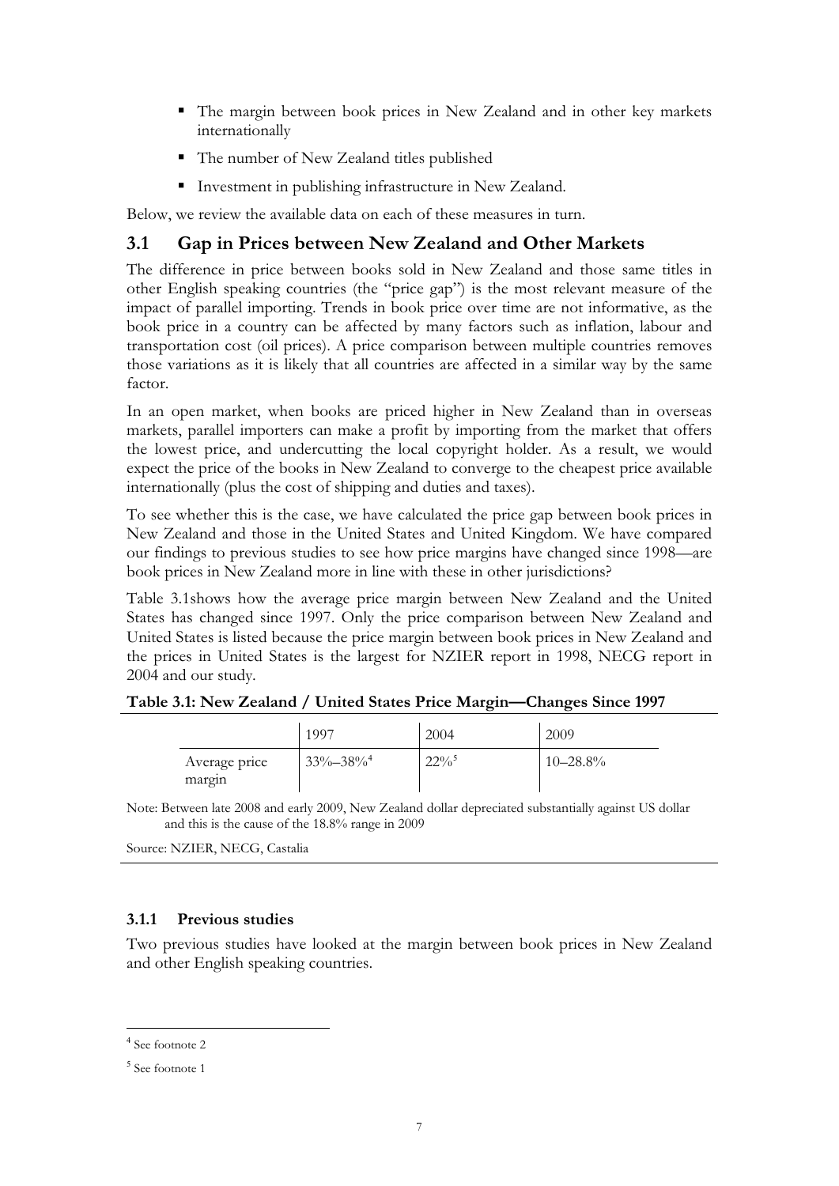- The margin between book prices in New Zealand and in other key markets internationally
- The number of New Zealand titles published
- Investment in publishing infrastructure in New Zealand.

Below, we review the available data on each of these measures in turn.

## 3.1 Gap in Prices between New Zealand and Other Markets

The difference in price between books sold in New Zealand and those same titles in other English speaking countries (the "price gap") is the most relevant measure of the impact of parallel importing. Trends in book price over time are not informative, as the book price in a country can be affected by many factors such as inflation, labour and transportation cost (oil prices). A price comparison between multiple countries removes those variations as it is likely that all countries are affected in a similar way by the same factor.

In an open market, when books are priced higher in New Zealand than in overseas markets, parallel importers can make a profit by importing from the market that offers the lowest price, and undercutting the local copyright holder. As a result, we would expect the price of the books in New Zealand to converge to the cheapest price available internationally (plus the cost of shipping and duties and taxes).

To see whether this is the case, we have calculated the price gap between book prices in New Zealand and those in the United States and United Kingdom. We have compared our findings to previous studies to see how price margins have changed since 1998—are book prices in New Zealand more in line with these in other jurisdictions?

Table 3.1shows how the average price margin between New Zealand and the United States has changed since 1997. Only the price comparison between New Zealand and United States is listed because the price margin between book prices in New Zealand and the prices in United States is the largest for NZIER report in 1998, NECG report in 2004 and our study.

**Table 3.1: New Zealand / United States Price Margin—Changes Since 1997**

| | 1997 | 2004 | 2009 |
|---|---|---|---|
| Average price margin | 33%–38%[4] | 22%[5] | 10–28.8% |

Note: Between late 2008 and early 2009, New Zealand dollar depreciated substantially against US dollar and this is the cause of the 18.8% range in 2009

Source: NZIER, NECG, Castalia

### 3.1.1 Previous studies

Two previous studies have looked at the margin between book prices in New Zealand and other English speaking countries.

[4] See footnote 2

[5] See footnote 1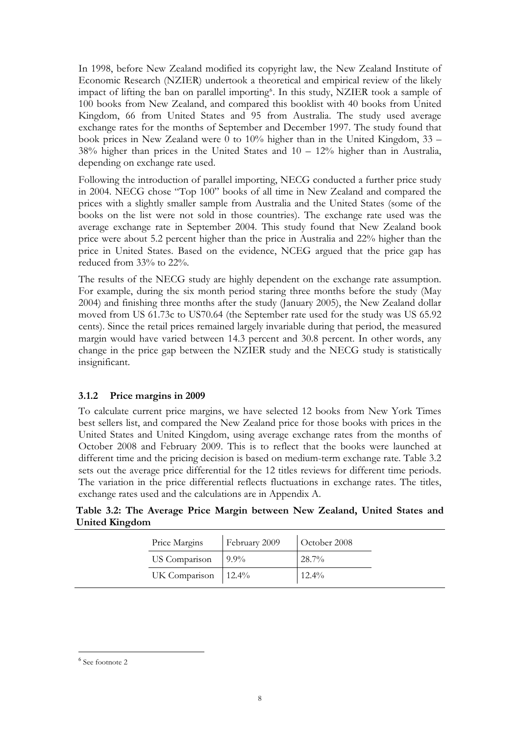In 1998, before New Zealand modified its copyright law, the New Zealand Institute of Economic Research (NZIER) undertook a theoretical and empirical review of the likely impact of lifting the ban on parallel importing[6]. In this study, NZIER took a sample of 100 books from New Zealand, and compared this booklist with 40 books from United Kingdom, 66 from United States and 95 from Australia. The study used average exchange rates for the months of September and December 1997. The study found that book prices in New Zealand were 0 to 10% higher than in the United Kingdom, 33 – 38% higher than prices in the United States and 10 – 12% higher than in Australia, depending on exchange rate used.

Following the introduction of parallel importing, NECG conducted a further price study in 2004. NECG chose "Top 100" books of all time in New Zealand and compared the prices with a slightly smaller sample from Australia and the United States (some of the books on the list were not sold in those countries). The exchange rate used was the average exchange rate in September 2004. This study found that New Zealand book price were about 5.2 percent higher than the price in Australia and 22% higher than the price in United States. Based on the evidence, NCEG argued that the price gap has reduced from 33% to 22%.

The results of the NECG study are highly dependent on the exchange rate assumption. For example, during the six month period staring three months before the study (May 2004) and finishing three months after the study (January 2005), the New Zealand dollar moved from US 61.73c to US70.64 (the September rate used for the study was US 65.92 cents). Since the retail prices remained largely invariable during that period, the measured margin would have varied between 14.3 percent and 30.8 percent. In other words, any change in the price gap between the NZIER study and the NECG study is statistically insignificant.

### 3.1.2 Price margins in 2009

To calculate current price margins, we have selected 12 books from New York Times best sellers list, and compared the New Zealand price for those books with prices in the United States and United Kingdom, using average exchange rates from the months of October 2008 and February 2009. This is to reflect that the books were launched at different time and the pricing decision is based on medium-term exchange rate. Table 3.2 sets out the average price differential for the 12 titles reviews for different time periods. The variation in the price differential reflects fluctuations in exchange rates. The titles, exchange rates used and the calculations are in Appendix A.

**Table 3.2: The Average Price Margin between New Zealand, United States and United Kingdom**

| Price Margins | February 2009 | October 2008 |
|---|---|---|
| US Comparison | 9.9% | 28.7% |
| UK Comparison | 12.4% | 12.4% |

[6] See footnote 2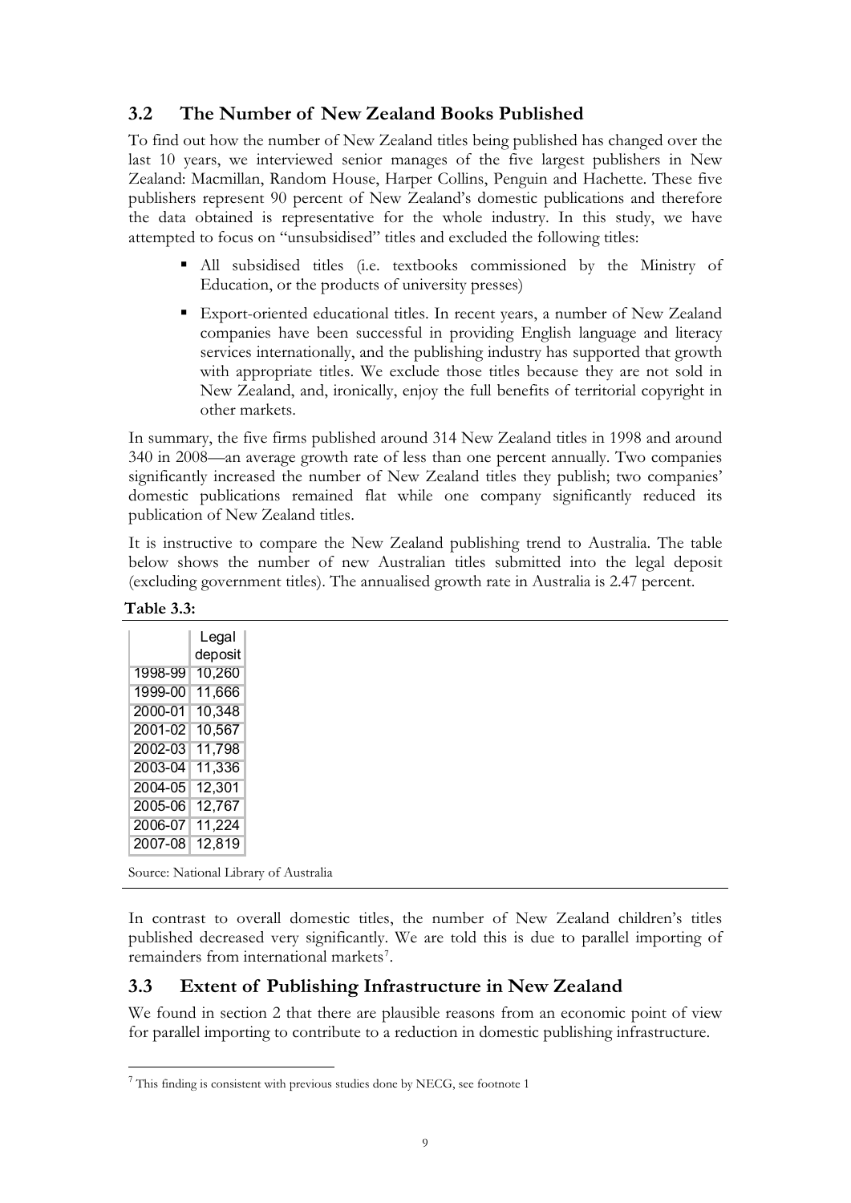## 3.2 The Number of New Zealand Books Published

To find out how the number of New Zealand titles being published has changed over the last 10 years, we interviewed senior manages of the five largest publishers in New Zealand: Macmillan, Random House, Harper Collins, Penguin and Hachette. These five publishers represent 90 percent of New Zealand's domestic publications and therefore the data obtained is representative for the whole industry. In this study, we have attempted to focus on "unsubsidised" titles and excluded the following titles:

- All subsidised titles (i.e. textbooks commissioned by the Ministry of Education, or the products of university presses)
- Export-oriented educational titles. In recent years, a number of New Zealand companies have been successful in providing English language and literacy services internationally, and the publishing industry has supported that growth with appropriate titles. We exclude those titles because they are not sold in New Zealand, and, ironically, enjoy the full benefits of territorial copyright in other markets.

In summary, the five firms published around 314 New Zealand titles in 1998 and around 340 in 2008—an average growth rate of less than one percent annually. Two companies significantly increased the number of New Zealand titles they publish; two companies' domestic publications remained flat while one company significantly reduced its publication of New Zealand titles.

It is instructive to compare the New Zealand publishing trend to Australia. The table below shows the number of new Australian titles submitted into the legal deposit (excluding government titles). The annualised growth rate in Australia is 2.47 percent.

**Table 3.3:**

| | Legal deposit |
|---|---|
| 1998-99 | 10,260 |
| 1999-00 | 11,666 |
| 2000-01 | 10,348 |
| 2001-02 | 10,567 |
| 2002-03 | 11,798 |
| 2003-04 | 11,336 |
| 2004-05 | 12,301 |
| 2005-06 | 12,767 |
| 2006-07 | 11,224 |
| 2007-08 | 12,819 |

Source: National Library of Australia

In contrast to overall domestic titles, the number of New Zealand children's titles published decreased very significantly. We are told this is due to parallel importing of remainders from international markets[7].

## 3.3 Extent of Publishing Infrastructure in New Zealand

We found in section 2 that there are plausible reasons from an economic point of view for parallel importing to contribute to a reduction in domestic publishing infrastructure.

[7] This finding is consistent with previous studies done by NECG, see footnote 1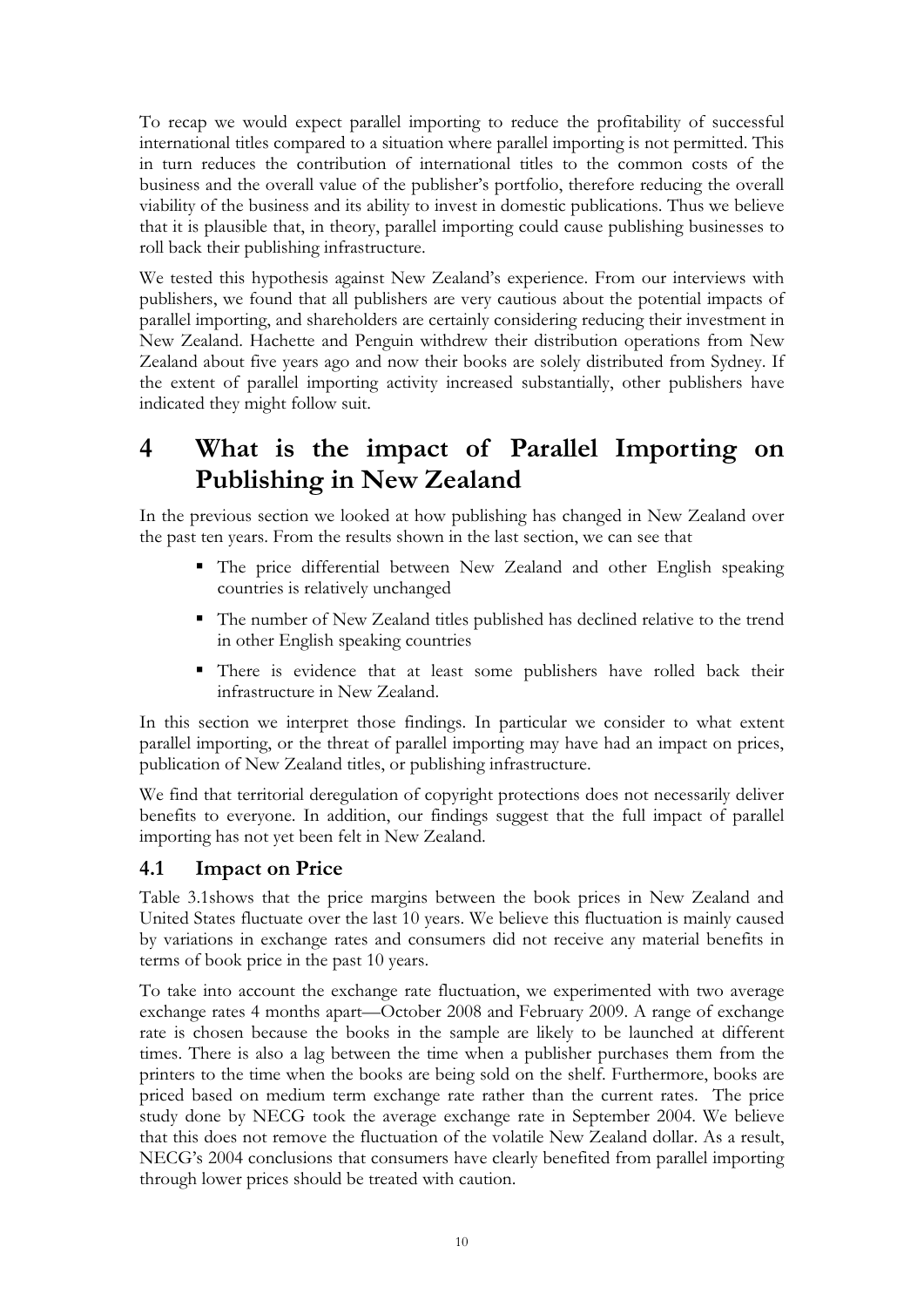To recap we would expect parallel importing to reduce the profitability of successful international titles compared to a situation where parallel importing is not permitted. This in turn reduces the contribution of international titles to the common costs of the business and the overall value of the publisher's portfolio, therefore reducing the overall viability of the business and its ability to invest in domestic publications. Thus we believe that it is plausible that, in theory, parallel importing could cause publishing businesses to roll back their publishing infrastructure.

We tested this hypothesis against New Zealand's experience. From our interviews with publishers, we found that all publishers are very cautious about the potential impacts of parallel importing, and shareholders are certainly considering reducing their investment in New Zealand. Hachette and Penguin withdrew their distribution operations from New Zealand about five years ago and now their books are solely distributed from Sydney. If the extent of parallel importing activity increased substantially, other publishers have indicated they might follow suit.

# 4 What is the impact of Parallel Importing on Publishing in New Zealand

In the previous section we looked at how publishing has changed in New Zealand over the past ten years. From the results shown in the last section, we can see that

- The price differential between New Zealand and other English speaking countries is relatively unchanged
- The number of New Zealand titles published has declined relative to the trend in other English speaking countries
- There is evidence that at least some publishers have rolled back their infrastructure in New Zealand.

In this section we interpret those findings. In particular we consider to what extent parallel importing, or the threat of parallel importing may have had an impact on prices, publication of New Zealand titles, or publishing infrastructure.

We find that territorial deregulation of copyright protections does not necessarily deliver benefits to everyone. In addition, our findings suggest that the full impact of parallel importing has not yet been felt in New Zealand.

## 4.1 Impact on Price

Table 3.1shows that the price margins between the book prices in New Zealand and United States fluctuate over the last 10 years. We believe this fluctuation is mainly caused by variations in exchange rates and consumers did not receive any material benefits in terms of book price in the past 10 years.

To take into account the exchange rate fluctuation, we experimented with two average exchange rates 4 months apart—October 2008 and February 2009. A range of exchange rate is chosen because the books in the sample are likely to be launched at different times. There is also a lag between the time when a publisher purchases them from the printers to the time when the books are being sold on the shelf. Furthermore, books are priced based on medium term exchange rate rather than the current rates. The price study done by NECG took the average exchange rate in September 2004. We believe that this does not remove the fluctuation of the volatile New Zealand dollar. As a result, NECG's 2004 conclusions that consumers have clearly benefited from parallel importing through lower prices should be treated with caution.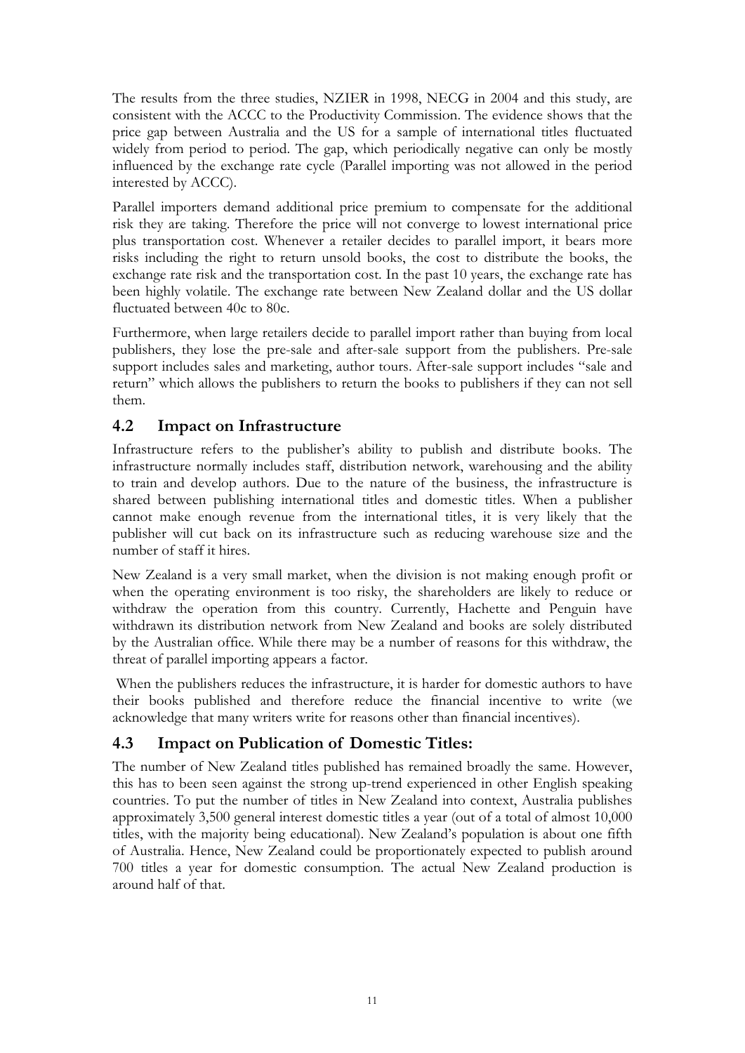The results from the three studies, NZIER in 1998, NECG in 2004 and this study, are consistent with the ACCC to the Productivity Commission. The evidence shows that the price gap between Australia and the US for a sample of international titles fluctuated widely from period to period. The gap, which periodically negative can only be mostly influenced by the exchange rate cycle (Parallel importing was not allowed in the period interested by ACCC).

Parallel importers demand additional price premium to compensate for the additional risk they are taking. Therefore the price will not converge to lowest international price plus transportation cost. Whenever a retailer decides to parallel import, it bears more risks including the right to return unsold books, the cost to distribute the books, the exchange rate risk and the transportation cost. In the past 10 years, the exchange rate has been highly volatile. The exchange rate between New Zealand dollar and the US dollar fluctuated between 40c to 80c.

Furthermore, when large retailers decide to parallel import rather than buying from local publishers, they lose the pre-sale and after-sale support from the publishers. Pre-sale support includes sales and marketing, author tours. After-sale support includes "sale and return" which allows the publishers to return the books to publishers if they can not sell them.

## 4.2 Impact on Infrastructure

Infrastructure refers to the publisher's ability to publish and distribute books. The infrastructure normally includes staff, distribution network, warehousing and the ability to train and develop authors. Due to the nature of the business, the infrastructure is shared between publishing international titles and domestic titles. When a publisher cannot make enough revenue from the international titles, it is very likely that the publisher will cut back on its infrastructure such as reducing warehouse size and the number of staff it hires.

New Zealand is a very small market, when the division is not making enough profit or when the operating environment is too risky, the shareholders are likely to reduce or withdraw the operation from this country. Currently, Hachette and Penguin have withdrawn its distribution network from New Zealand and books are solely distributed by the Australian office. While there may be a number of reasons for this withdraw, the threat of parallel importing appears a factor.

When the publishers reduces the infrastructure, it is harder for domestic authors to have their books published and therefore reduce the financial incentive to write (we acknowledge that many writers write for reasons other than financial incentives).

## 4.3 Impact on Publication of Domestic Titles:

The number of New Zealand titles published has remained broadly the same. However, this has to been seen against the strong up-trend experienced in other English speaking countries. To put the number of titles in New Zealand into context, Australia publishes approximately 3,500 general interest domestic titles a year (out of a total of almost 10,000 titles, with the majority being educational). New Zealand's population is about one fifth of Australia. Hence, New Zealand could be proportionately expected to publish around 700 titles a year for domestic consumption. The actual New Zealand production is around half of that.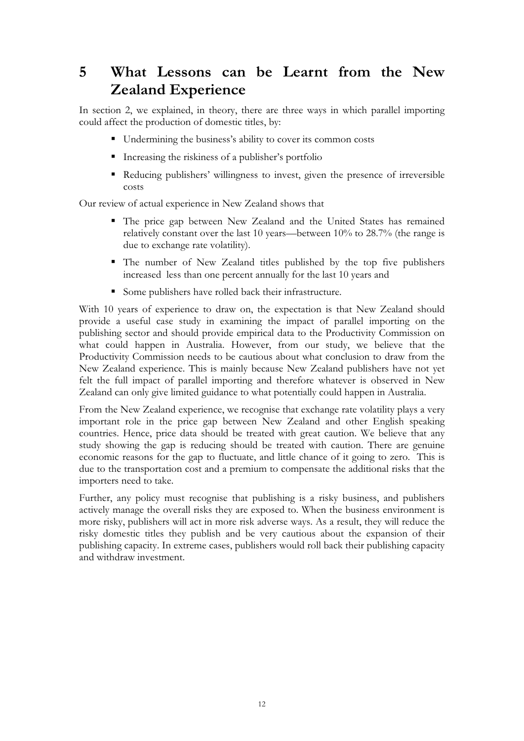# 5 What Lessons can be Learnt from the New Zealand Experience

In section 2, we explained, in theory, there are three ways in which parallel importing could affect the production of domestic titles, by:

- Undermining the business's ability to cover its common costs
- Increasing the riskiness of a publisher's portfolio
- Reducing publishers' willingness to invest, given the presence of irreversible costs

Our review of actual experience in New Zealand shows that

- The price gap between New Zealand and the United States has remained relatively constant over the last 10 years—between 10% to 28.7% (the range is due to exchange rate volatility).
- The number of New Zealand titles published by the top five publishers increased less than one percent annually for the last 10 years and
- Some publishers have rolled back their infrastructure.

With 10 years of experience to draw on, the expectation is that New Zealand should provide a useful case study in examining the impact of parallel importing on the publishing sector and should provide empirical data to the Productivity Commission on what could happen in Australia. However, from our study, we believe that the Productivity Commission needs to be cautious about what conclusion to draw from the New Zealand experience. This is mainly because New Zealand publishers have not yet felt the full impact of parallel importing and therefore whatever is observed in New Zealand can only give limited guidance to what potentially could happen in Australia.

From the New Zealand experience, we recognise that exchange rate volatility plays a very important role in the price gap between New Zealand and other English speaking countries. Hence, price data should be treated with great caution. We believe that any study showing the gap is reducing should be treated with caution. There are genuine economic reasons for the gap to fluctuate, and little chance of it going to zero. This is due to the transportation cost and a premium to compensate the additional risks that the importers need to take.

Further, any policy must recognise that publishing is a risky business, and publishers actively manage the overall risks they are exposed to. When the business environment is more risky, publishers will act in more risk adverse ways. As a result, they will reduce the risky domestic titles they publish and be very cautious about the expansion of their publishing capacity. In extreme cases, publishers would roll back their publishing capacity and withdraw investment.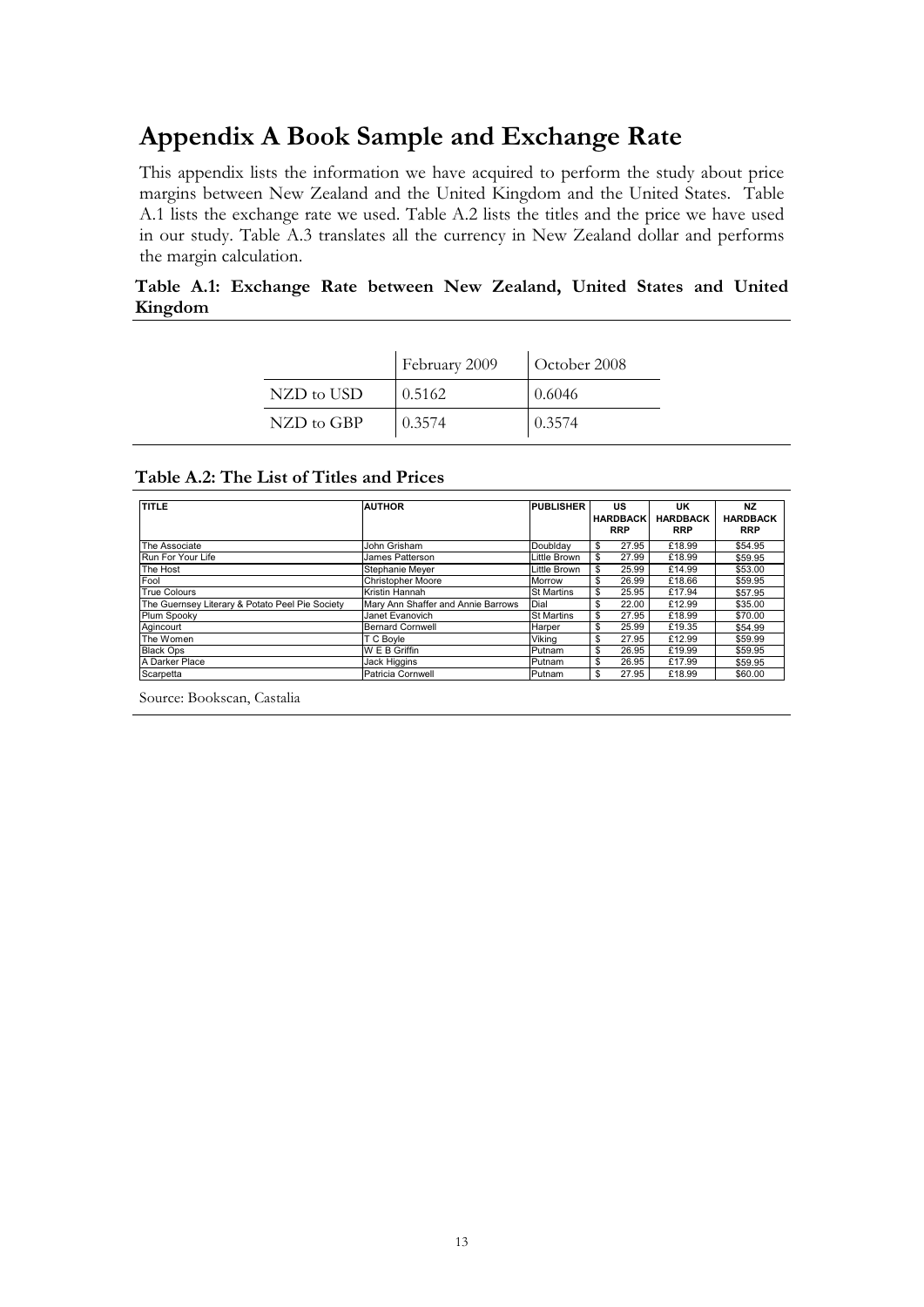# Appendix A Book Sample and Exchange Rate

This appendix lists the information we have acquired to perform the study about price margins between New Zealand and the United Kingdom and the United States. Table A.1 lists the exchange rate we used. Table A.2 lists the titles and the price we have used in our study. Table A.3 translates all the currency in New Zealand dollar and performs the margin calculation.

**Table A.1: Exchange Rate between New Zealand, United States and United Kingdom**

| | February 2009 | October 2008 |
|---|---|---|
| NZD to USD | 0.5162 | 0.6046 |
| NZD to GBP | 0.3574 | 0.3574 |

**Table A.2: The List of Titles and Prices**

| TITLE | AUTHOR | PUBLISHER | US HARDBACK RRP | UK HARDBACK RRP | NZ HARDBACK RRP |
|---|---|---|---|---|---|
| The Associate | John Grisham | Doublday | $ 27.95 | £18.99 | $54.95 |
| Run For Your Life | James Patterson | Little Brown | $ 27.99 | £18.99 | $59.95 |
| The Host | Stephanie Meyer | Little Brown | $ 25.99 | £14.99 | $53.00 |
| Fool | Christopher Moore | Morrow | $ 26.99 | £18.66 | $59.95 |
| True Colours | Kristin Hannah | St Martins | $ 25.95 | £17.94 | $57.95 |
| The Guernsey Literary & Potato Peel Pie Society | Mary Ann Shaffer and Annie Barrows | Dial | $ 22.00 | £12.99 | $35.00 |
| Plum Spooky | Janet Evanovich | St Martins | $ 27.95 | £18.99 | $70.00 |
| Agincourt | Bernard Cornwell | Harper | $ 25.99 | £19.35 | $54.99 |
| The Women | T C Boyle | Viking | $ 27.95 | £12.99 | $59.99 |
| Black Ops | W E B Griffin | Putnam | $ 26.95 | £19.99 | $59.95 |
| A Darker Place | Jack Higgins | Putnam | $ 26.95 | £17.99 | $59.95 |
| Scarpetta | Patricia Cornwell | Putnam | $ 27.95 | £18.99 | $60.00 |

Source: Bookscan, Castalia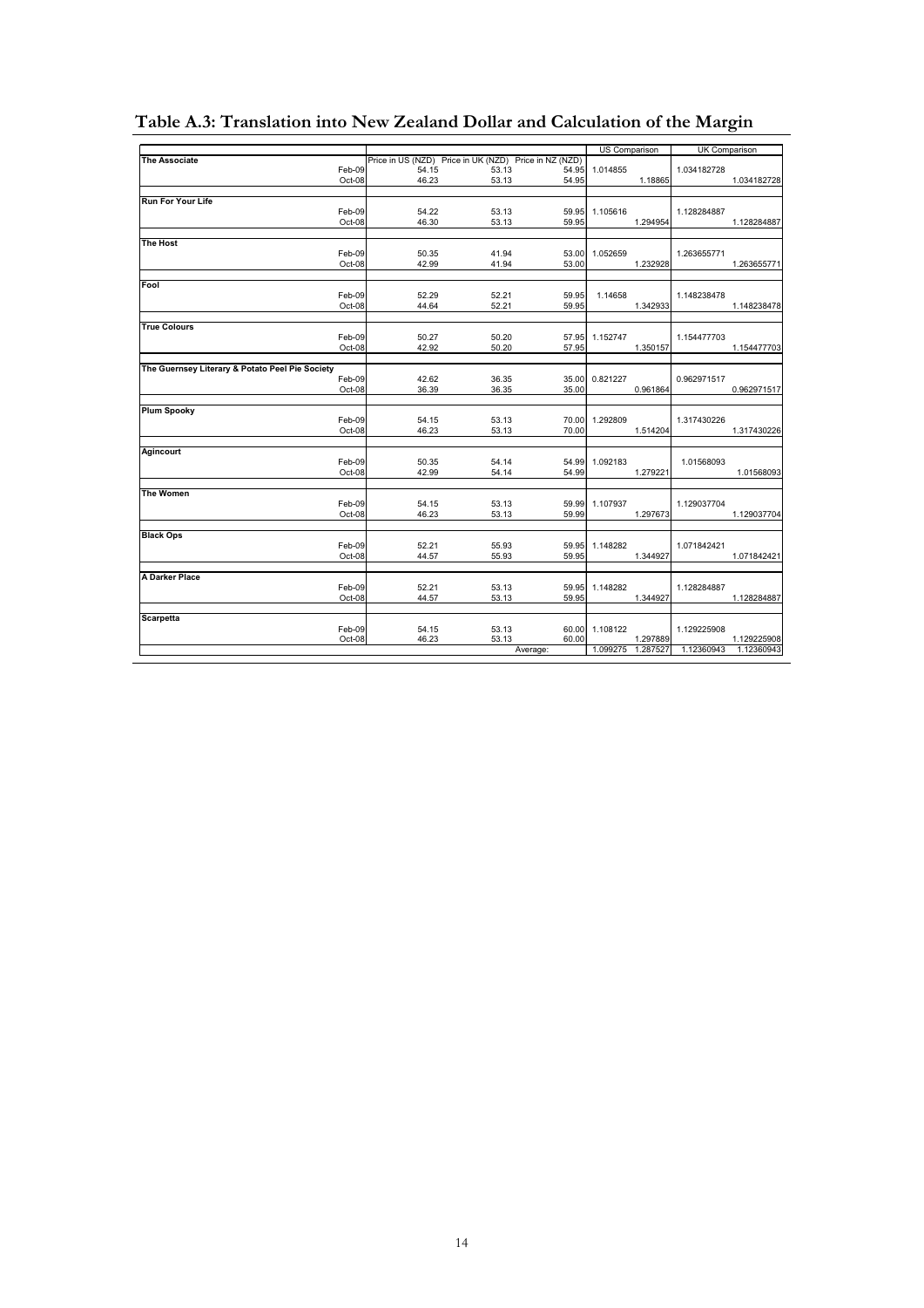## Table A.3: Translation into New Zealand Dollar and Calculation of the Margin

| | | Price in US (NZD) | Price in UK (NZD) | Price in NZ (NZD) | US Comparison | | UK Comparison | |
|---|---|---|---|---|---|---|---|---|
| **The Associate** | | | | | | | | |
| | Feb-09 | 54.15 | 53.13 | 54.95 | 1.014855 | | 1.034182728 | |
| | Oct-08 | 46.23 | 53.13 | 54.95 | | 1.18865 | | 1.034182728 |
| **Run For Your Life** | | | | | | | | |
| | Feb-09 | 54.22 | 53.13 | 59.95 | 1.105616 | | 1.128284887 | |
| | Oct-08 | 46.30 | 53.13 | 59.95 | | 1.294954 | | 1.128284887 |
| **The Host** | | | | | | | | |
| | Feb-09 | 50.35 | 41.94 | 53.00 | 1.052659 | | 1.263655771 | |
| | Oct-08 | 42.99 | 41.94 | 53.00 | | 1.232928 | | 1.263655771 |
| **Fool** | | | | | | | | |
| | Feb-09 | 52.29 | 52.21 | 59.95 | 1.14658 | | 1.148238478 | |
| | Oct-08 | 44.64 | 52.21 | 59.95 | | 1.342933 | | 1.148238478 |
| **True Colours** | | | | | | | | |
| | Feb-09 | 50.27 | 50.20 | 57.95 | 1.152747 | | 1.154477703 | |
| | Oct-08 | 42.92 | 50.20 | 57.95 | | 1.350157 | | 1.154477703 |
| **The Guernsey Literary & Potato Peel Pie Society** | | | | | | | | |
| | Feb-09 | 42.62 | 36.35 | 35.00 | 0.821227 | | 0.962971517 | |
| | Oct-08 | 36.39 | 36.35 | 35.00 | | 0.961864 | | 0.962971517 |
| **Plum Spooky** | | | | | | | | |
| | Feb-09 | 54.15 | 53.13 | 70.00 | 1.292809 | | 1.317430226 | |
| | Oct-08 | 46.23 | 53.13 | 70.00 | | 1.514204 | | 1.317430226 |
| **Agincourt** | | | | | | | | |
| | Feb-09 | 50.35 | 54.14 | 54.99 | 1.092183 | | 1.01568093 | |
| | Oct-08 | 42.99 | 54.14 | 54.99 | | 1.279221 | | 1.01568093 |
| **The Women** | | | | | | | | |
| | Feb-09 | 54.15 | 53.13 | 59.99 | 1.107937 | | 1.129037704 | |
| | Oct-08 | 46.23 | 53.13 | 59.99 | | 1.297673 | | 1.129037704 |
| **Black Ops** | | | | | | | | |
| | Feb-09 | 52.21 | 55.93 | 59.95 | 1.148282 | | 1.071842421 | |
| | Oct-08 | 44.57 | 55.93 | 59.95 | | 1.344927 | | 1.071842421 |
| **A Darker Place** | | | | | | | | |
| | Feb-09 | 52.21 | 53.13 | 59.95 | 1.148282 | | 1.128284887 | |
| | Oct-08 | 44.57 | 53.13 | 59.95 | | 1.344927 | | 1.128284887 |
| **Scarpetta** | | | | | | | | |
| | Feb-09 | 54.15 | 53.13 | 60.00 | 1.108122 | | 1.129225908 | |
| | Oct-08 | 46.23 | 53.13 | 60.00 | | 1.297889 | | 1.129225908 |
| | | | | Average: | 1.099275 | 1.287527 | 1.12360943 | 1.12360943 |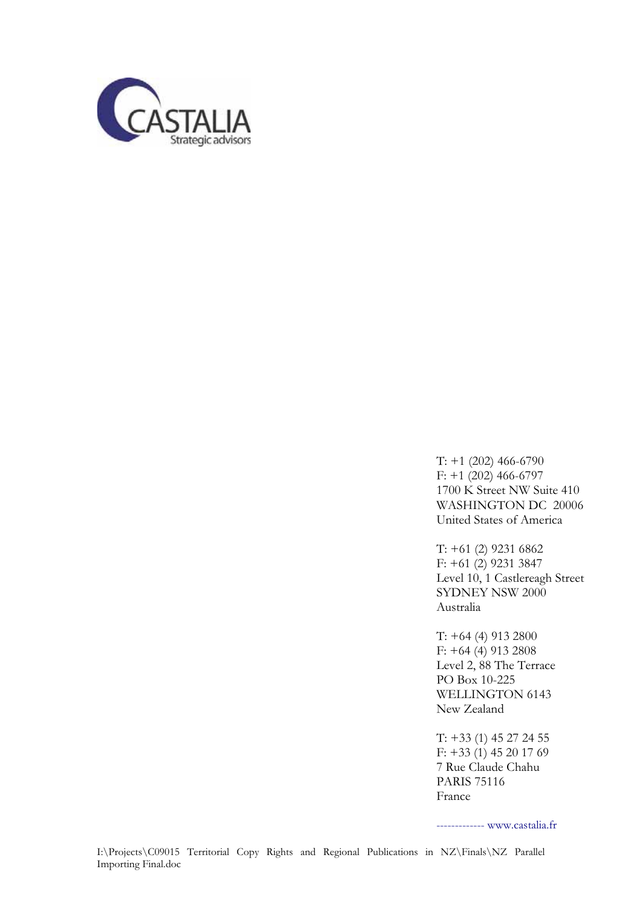CASTALIA
Strategic advisors

T: +1 (202) 466-6790
F: +1 (202) 466-6797
1700 K Street NW Suite 410
WASHINGTON DC  20006
United States of America

T: +61 (2) 9231 6862
F: +61 (2) 9231 3847
Level 10, 1 Castlereagh Street
SYDNEY NSW 2000
Australia

T: +64 (4) 913 2800
F: +64 (4) 913 2808
Level 2, 88 The Terrace
PO Box 10-225
WELLINGTON 6143
New Zealand

T: +33 (1) 45 27 24 55
F: +33 (1) 45 20 17 69
7 Rue Claude Chahu
PARIS 75116
France

------------- www.castalia.fr

I:\Projects\C09015 Territorial Copy Rights and Regional Publications in NZ\Finals\NZ Parallel Importing Final.doc